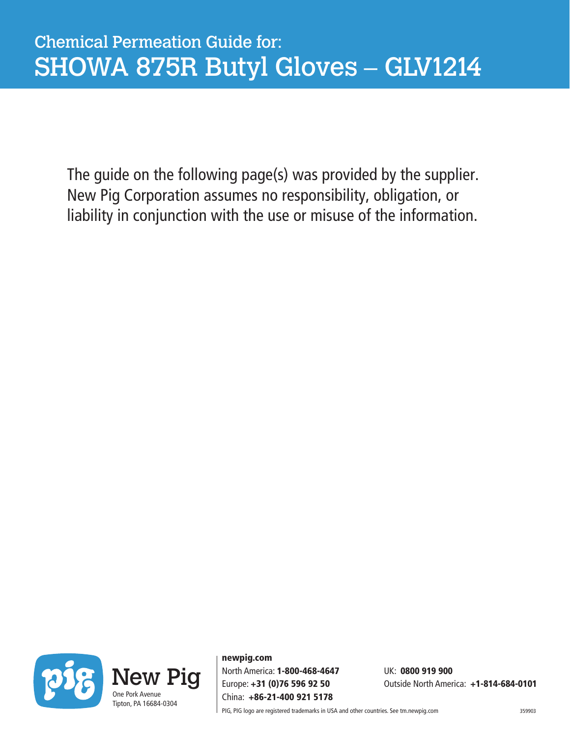# Chemical Permeation Guide for:
# SHOWA 875R Butyl Gloves – GLV1214

The guide on the following page(s) was provided by the supplier. New Pig Corporation assumes no responsibility, obligation, or liability in conjunction with the use or misuse of the information.

New Pig
One Pork Avenue
Tipton, PA 16684-0304

**newpig.com**
North America: **1-800-468-4647**
Europe: **+31 (0)76 596 92 50**
China: **+86-21-400 921 5178**
UK: **0800 919 900**
Outside North America: **+1-814-684-0101**

PIG, PIG logo are registered trademarks in USA and other countries. See tm.newpig.com

359903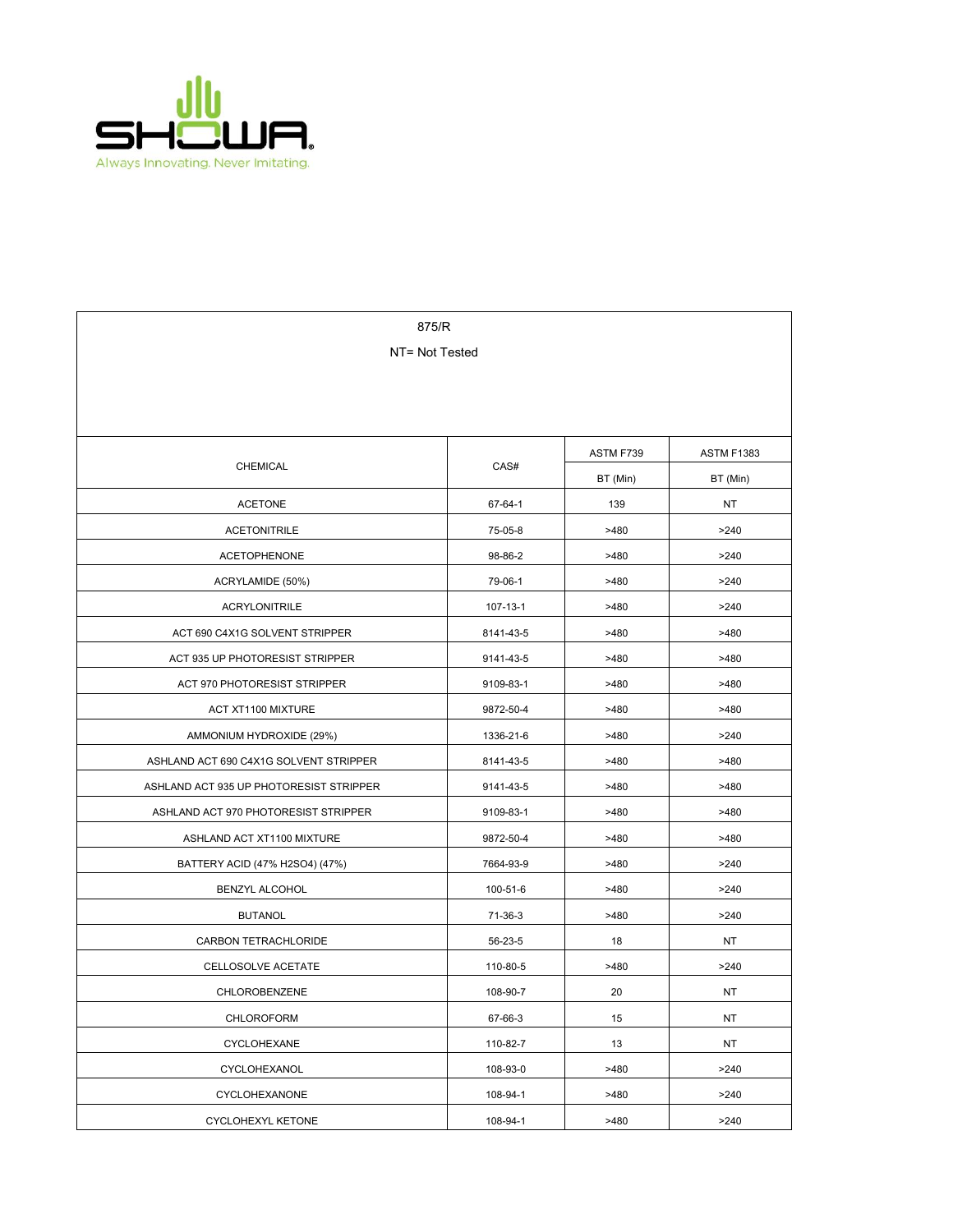SHOWA

Always Innovating. Never Imitating.

| 875/R | | | |
|---|---|---|---|
| NT= Not Tested | | | |
| CHEMICAL | CAS# | ASTM F739 | ASTM F1383 |
| | | BT (Min) | BT (Min) |
| ACETONE | 67-64-1 | 139 | NT |
| ACETONITRILE | 75-05-8 | >480 | >240 |
| ACETOPHENONE | 98-86-2 | >480 | >240 |
| ACRYLAMIDE (50%) | 79-06-1 | >480 | >240 |
| ACRYLONITRILE | 107-13-1 | >480 | >240 |
| ACT 690 C4X1G SOLVENT STRIPPER | 8141-43-5 | >480 | >480 |
| ACT 935 UP PHOTORESIST STRIPPER | 9141-43-5 | >480 | >480 |
| ACT 970 PHOTORESIST STRIPPER | 9109-83-1 | >480 | >480 |
| ACT XT1100 MIXTURE | 9872-50-4 | >480 | >480 |
| AMMONIUM HYDROXIDE (29%) | 1336-21-6 | >480 | >240 |
| ASHLAND ACT 690 C4X1G SOLVENT STRIPPER | 8141-43-5 | >480 | >480 |
| ASHLAND ACT 935 UP PHOTORESIST STRIPPER | 9141-43-5 | >480 | >480 |
| ASHLAND ACT 970 PHOTORESIST STRIPPER | 9109-83-1 | >480 | >480 |
| ASHLAND ACT XT1100 MIXTURE | 9872-50-4 | >480 | >480 |
| BATTERY ACID (47% H2SO4) (47%) | 7664-93-9 | >480 | >240 |
| BENZYL ALCOHOL | 100-51-6 | >480 | >240 |
| BUTANOL | 71-36-3 | >480 | >240 |
| CARBON TETRACHLORIDE | 56-23-5 | 18 | NT |
| CELLOSOLVE ACETATE | 110-80-5 | >480 | >240 |
| CHLOROBENZENE | 108-90-7 | 20 | NT |
| CHLOROFORM | 67-66-3 | 15 | NT |
| CYCLOHEXANE | 110-82-7 | 13 | NT |
| CYCLOHEXANOL | 108-93-0 | >480 | >240 |
| CYCLOHEXANONE | 108-94-1 | >480 | >240 |
| CYCLOHEXYL KETONE | 108-94-1 | >480 | >240 |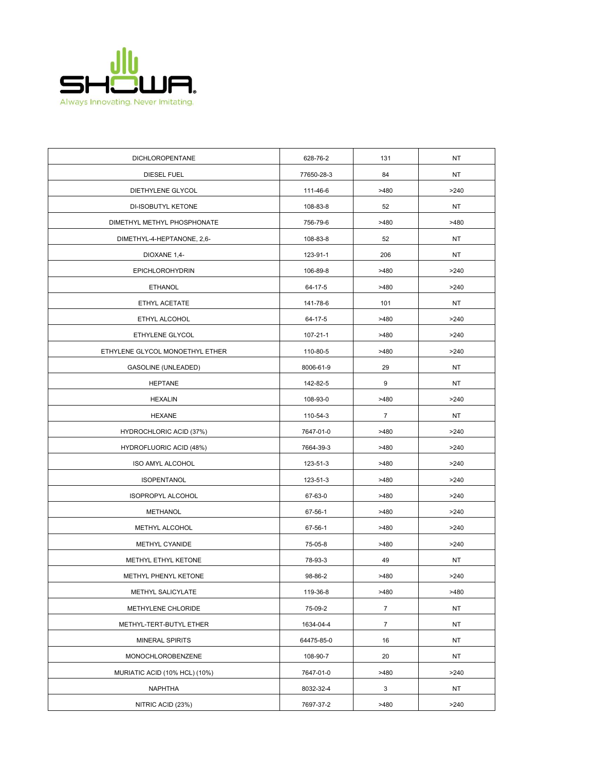| DICHLOROPENTANE | 628-76-2 | 131 | NT |
|---|---|---|---|
| DIESEL FUEL | 77650-28-3 | 84 | NT |
| DIETHYLENE GLYCOL | 111-46-6 | >480 | >240 |
| DI-ISOBUTYL KETONE | 108-83-8 | 52 | NT |
| DIMETHYL METHYL PHOSPHONATE | 756-79-6 | >480 | >480 |
| DIMETHYL-4-HEPTANONE, 2,6- | 108-83-8 | 52 | NT |
| DIOXANE 1,4- | 123-91-1 | 206 | NT |
| EPICHLOROHYDRIN | 106-89-8 | >480 | >240 |
| ETHANOL | 64-17-5 | >480 | >240 |
| ETHYL ACETATE | 141-78-6 | 101 | NT |
| ETHYL ALCOHOL | 64-17-5 | >480 | >240 |
| ETHYLENE GLYCOL | 107-21-1 | >480 | >240 |
| ETHYLENE GLYCOL MONOETHYL ETHER | 110-80-5 | >480 | >240 |
| GASOLINE (UNLEADED) | 8006-61-9 | 29 | NT |
| HEPTANE | 142-82-5 | 9 | NT |
| HEXALIN | 108-93-0 | >480 | >240 |
| HEXANE | 110-54-3 | 7 | NT |
| HYDROCHLORIC ACID (37%) | 7647-01-0 | >480 | >240 |
| HYDROFLUORIC ACID (48%) | 7664-39-3 | >480 | >240 |
| ISO AMYL ALCOHOL | 123-51-3 | >480 | >240 |
| ISOPENTANOL | 123-51-3 | >480 | >240 |
| ISOPROPYL ALCOHOL | 67-63-0 | >480 | >240 |
| METHANOL | 67-56-1 | >480 | >240 |
| METHYL ALCOHOL | 67-56-1 | >480 | >240 |
| METHYL CYANIDE | 75-05-8 | >480 | >240 |
| METHYL ETHYL KETONE | 78-93-3 | 49 | NT |
| METHYL PHENYL KETONE | 98-86-2 | >480 | >240 |
| METHYL SALICYLATE | 119-36-8 | >480 | >480 |
| METHYLENE CHLORIDE | 75-09-2 | 7 | NT |
| METHYL-TERT-BUTYL ETHER | 1634-04-4 | 7 | NT |
| MINERAL SPIRITS | 64475-85-0 | 16 | NT |
| MONOCHLOROBENZENE | 108-90-7 | 20 | NT |
| MURIATIC ACID (10% HCL) (10%) | 7647-01-0 | >480 | >240 |
| NAPHTHA | 8032-32-4 | 3 | NT |
| NITRIC ACID (23%) | 7697-37-2 | >480 | >240 |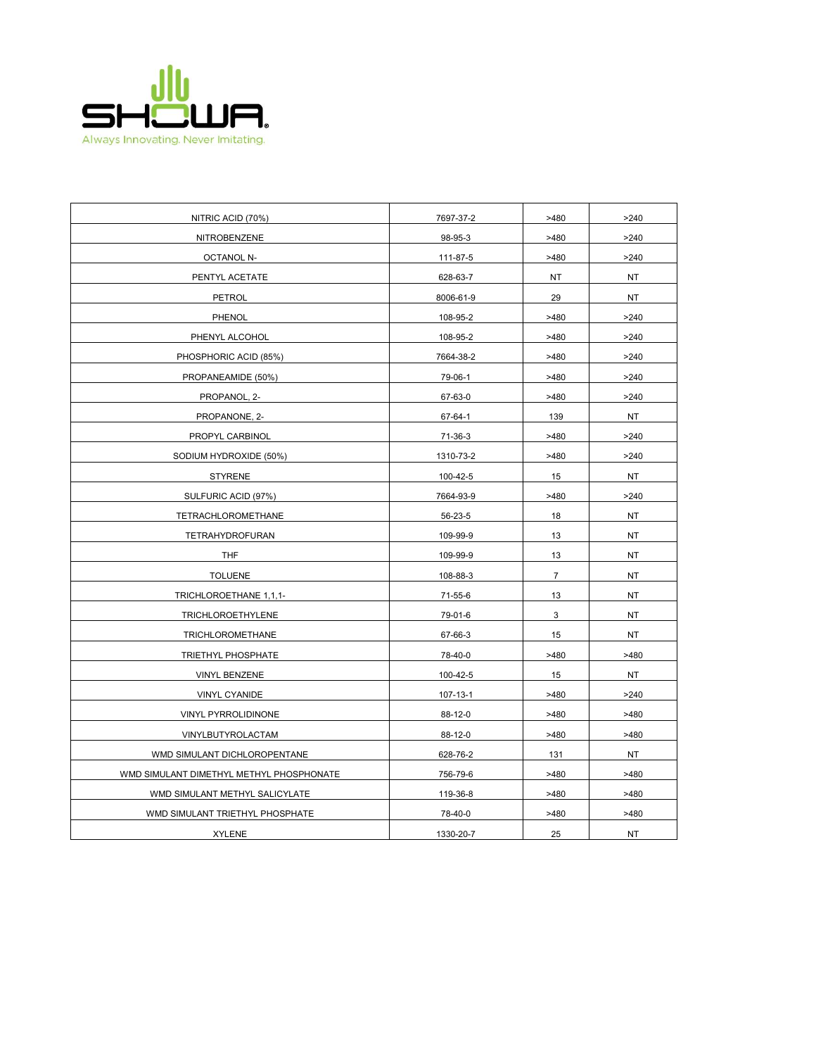| | | | |
|---|---|---|---|
| NITRIC ACID (70%) | 7697-37-2 | >480 | >240 |
| NITROBENZENE | 98-95-3 | >480 | >240 |
| OCTANOL N- | 111-87-5 | >480 | >240 |
| PENTYL ACETATE | 628-63-7 | NT | NT |
| PETROL | 8006-61-9 | 29 | NT |
| PHENOL | 108-95-2 | >480 | >240 |
| PHENYL ALCOHOL | 108-95-2 | >480 | >240 |
| PHOSPHORIC ACID (85%) | 7664-38-2 | >480 | >240 |
| PROPANEAMIDE (50%) | 79-06-1 | >480 | >240 |
| PROPANOL, 2- | 67-63-0 | >480 | >240 |
| PROPANONE, 2- | 67-64-1 | 139 | NT |
| PROPYL CARBINOL | 71-36-3 | >480 | >240 |
| SODIUM HYDROXIDE (50%) | 1310-73-2 | >480 | >240 |
| STYRENE | 100-42-5 | 15 | NT |
| SULFURIC ACID (97%) | 7664-93-9 | >480 | >240 |
| TETRACHLOROMETHANE | 56-23-5 | 18 | NT |
| TETRAHYDROFURAN | 109-99-9 | 13 | NT |
| THF | 109-99-9 | 13 | NT |
| TOLUENE | 108-88-3 | 7 | NT |
| TRICHLOROETHANE 1,1,1- | 71-55-6 | 13 | NT |
| TRICHLOROETHYLENE | 79-01-6 | 3 | NT |
| TRICHLOROMETHANE | 67-66-3 | 15 | NT |
| TRIETHYL PHOSPHATE | 78-40-0 | >480 | >480 |
| VINYL BENZENE | 100-42-5 | 15 | NT |
| VINYL CYANIDE | 107-13-1 | >480 | >240 |
| VINYL PYRROLIDINONE | 88-12-0 | >480 | >480 |
| VINYLBUTYROLACTAM | 88-12-0 | >480 | >480 |
| WMD SIMULANT DICHLOROPENTANE | 628-76-2 | 131 | NT |
| WMD SIMULANT DIMETHYL METHYL PHOSPHONATE | 756-79-6 | >480 | >480 |
| WMD SIMULANT METHYL SALICYLATE | 119-36-8 | >480 | >480 |
| WMD SIMULANT TRIETHYL PHOSPHATE | 78-40-0 | >480 | >480 |
| XYLENE | 1330-20-7 | 25 | NT |